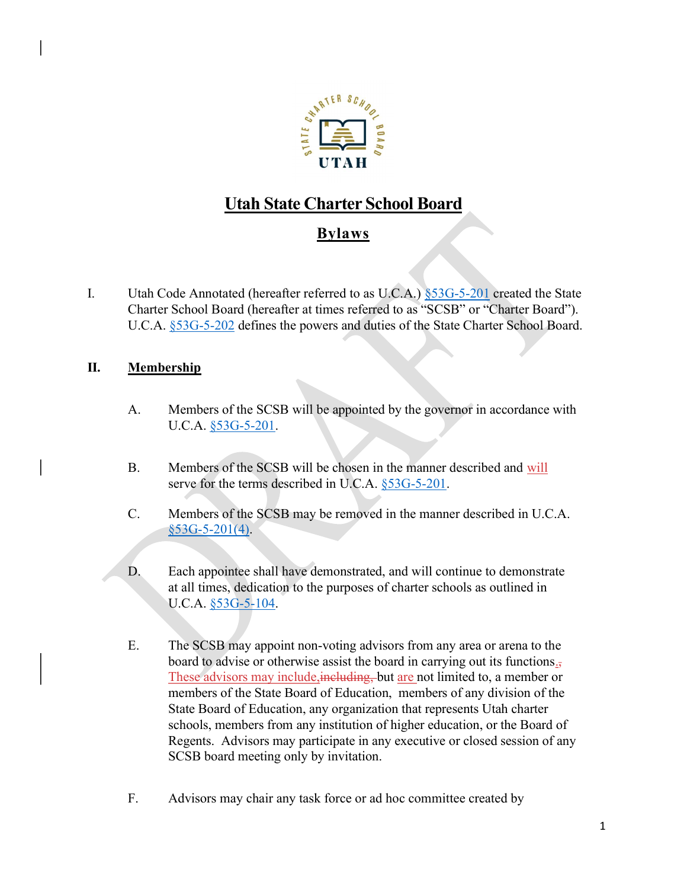# Utah State Charter School Board

## Bylaws

I. Utah Code Annotated (hereafter referred to as U.C.A.) §53G-5-201 created the State Charter School Board (hereafter at times referred to as "SCSB" or "Charter Board"). U.C.A. §53G-5-202 defines the powers and duties of the State Charter School Board.

## II. Membership

A. Members of the SCSB will be appointed by the governor in accordance with U.C.A. §53G-5-201.

B. Members of the SCSB will be chosen in the manner described and will serve for the terms described in U.C.A. §53G-5-201.

C. Members of the SCSB may be removed in the manner described in U.C.A. §53G-5-201(4).

D. Each appointee shall have demonstrated, and will continue to demonstrate at all times, dedication to the purposes of charter schools as outlined in U.C.A. §53G-5-104.

E. The SCSB may appoint non-voting advisors from any area or arena to the board to advise or otherwise assist the board in carrying out its functions., These advisors may include,~~including,~~ but are not limited to, a member or members of the State Board of Education, members of any division of the State Board of Education, any organization that represents Utah charter schools, members from any institution of higher education, or the Board of Regents. Advisors may participate in any executive or closed session of any SCSB board meeting only by invitation.

F. Advisors may chair any task force or ad hoc committee created by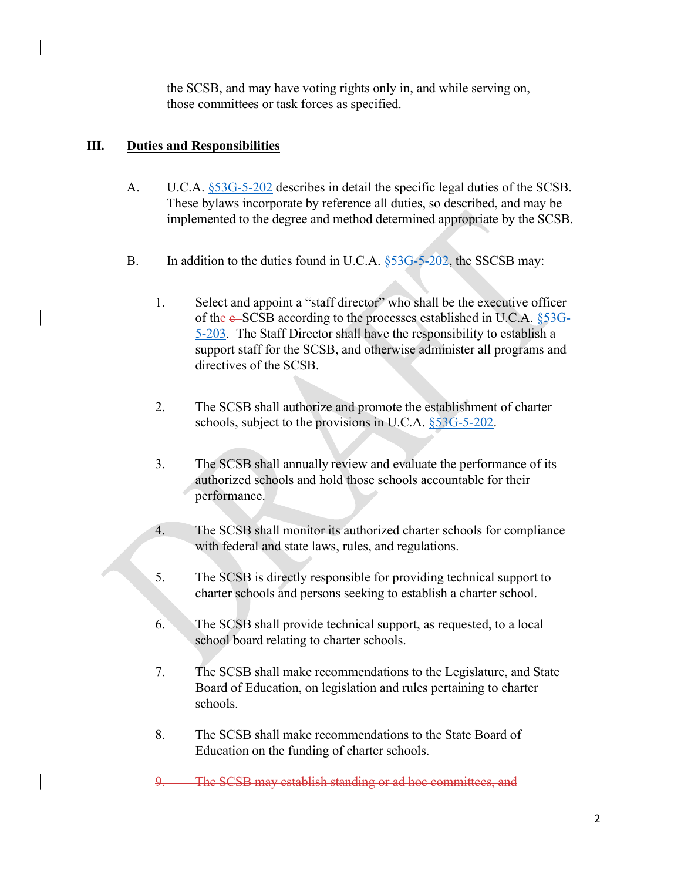the SCSB, and may have voting rights only in, and while serving on, those committees or task forces as specified.

## III. Duties and Responsibilities

A. U.C.A. §53G-5-202 describes in detail the specific legal duties of the SCSB. These bylaws incorporate by reference all duties, so described, and may be implemented to the degree and method determined appropriate by the SCSB.

B. In addition to the duties found in U.C.A. §53G-5-202, the SSCSB may:

1. Select and appoint a "staff director" who shall be the executive officer of the ~~e~~ SCSB according to the processes established in U.C.A. §53G-5-203. The Staff Director shall have the responsibility to establish a support staff for the SCSB, and otherwise administer all programs and directives of the SCSB.

2. The SCSB shall authorize and promote the establishment of charter schools, subject to the provisions in U.C.A. §53G-5-202.

3. The SCSB shall annually review and evaluate the performance of its authorized schools and hold those schools accountable for their performance.

4. The SCSB shall monitor its authorized charter schools for compliance with federal and state laws, rules, and regulations.

5. The SCSB is directly responsible for providing technical support to charter schools and persons seeking to establish a charter school.

6. The SCSB shall provide technical support, as requested, to a local school board relating to charter schools.

7. The SCSB shall make recommendations to the Legislature, and State Board of Education, on legislation and rules pertaining to charter schools.

8. The SCSB shall make recommendations to the State Board of Education on the funding of charter schools.

~~9. The SCSB may establish standing or ad hoc committees, and~~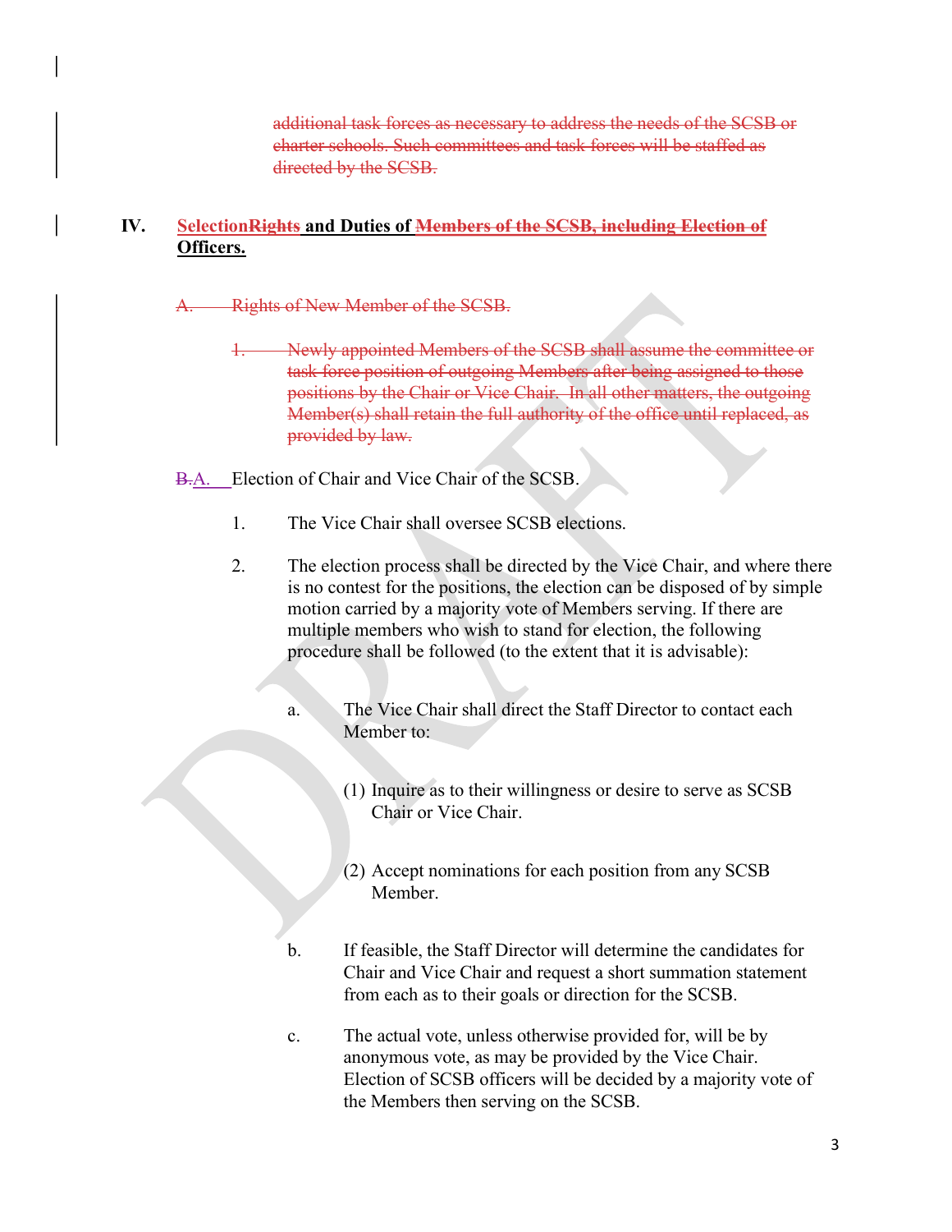~~additional task forces as necessary to address the needs of the SCSB or charter schools. Such committees and task forces will be staffed as directed by the SCSB.~~

**IV. Selection~~Rights~~ and Duties of ~~Members of the SCSB, including Election of~~ Officers.**

~~A. Rights of New Member of the SCSB.~~

~~1. Newly appointed Members of the SCSB shall assume the committee or task force position of outgoing Members after being assigned to those positions by the Chair or Vice Chair. In all other matters, the outgoing Member(s) shall retain the full authority of the office until replaced, as provided by law.~~

~~B.~~A. Election of Chair and Vice Chair of the SCSB.

1. The Vice Chair shall oversee SCSB elections.

2. The election process shall be directed by the Vice Chair, and where there is no contest for the positions, the election can be disposed of by simple motion carried by a majority vote of Members serving. If there are multiple members who wish to stand for election, the following procedure shall be followed (to the extent that it is advisable):

   a. The Vice Chair shall direct the Staff Director to contact each Member to:

      (1) Inquire as to their willingness or desire to serve as SCSB Chair or Vice Chair.

      (2) Accept nominations for each position from any SCSB Member.

   b. If feasible, the Staff Director will determine the candidates for Chair and Vice Chair and request a short summation statement from each as to their goals or direction for the SCSB.

   c. The actual vote, unless otherwise provided for, will be by anonymous vote, as may be provided by the Vice Chair. Election of SCSB officers will be decided by a majority vote of the Members then serving on the SCSB.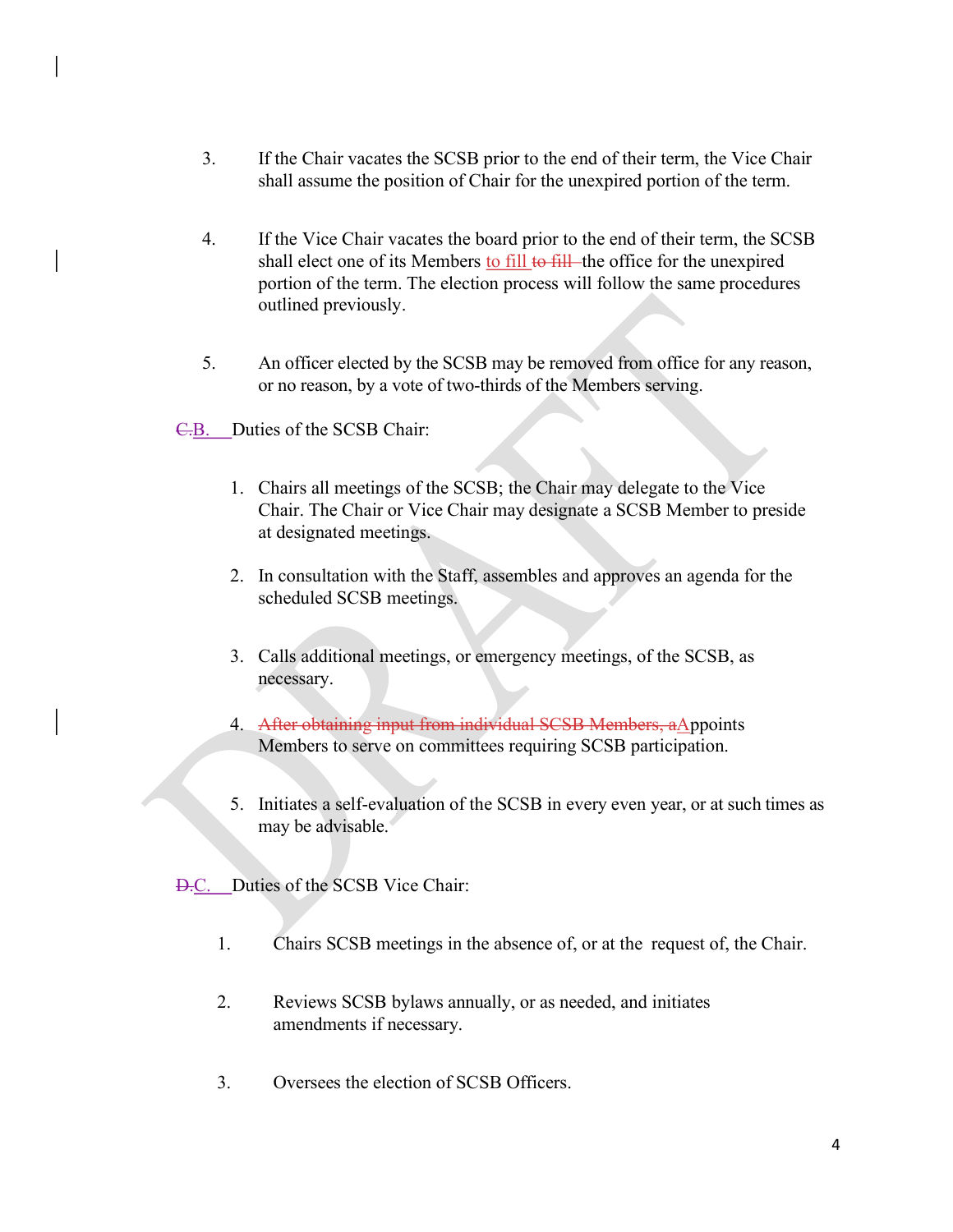3. If the Chair vacates the SCSB prior to the end of their term, the Vice Chair shall assume the position of Chair for the unexpired portion of the term.

4. If the Vice Chair vacates the board prior to the end of their term, the SCSB shall elect one of its Members to fill ~~to fill~~ the office for the unexpired portion of the term. The election process will follow the same procedures outlined previously.

5. An officer elected by the SCSB may be removed from office for any reason, or no reason, by a vote of two-thirds of the Members serving.

~~C.~~B. Duties of the SCSB Chair:

1. Chairs all meetings of the SCSB; the Chair may delegate to the Vice Chair. The Chair or Vice Chair may designate a SCSB Member to preside at designated meetings.
2. In consultation with the Staff, assembles and approves an agenda for the scheduled SCSB meetings.
3. Calls additional meetings, or emergency meetings, of the SCSB, as necessary.
4. ~~After obtaining input from individual SCSB Members, a~~Appoints Members to serve on committees requiring SCSB participation.
5. Initiates a self-evaluation of the SCSB in every even year, or at such times as may be advisable.

~~D.~~C. Duties of the SCSB Vice Chair:

1. Chairs SCSB meetings in the absence of, or at the request of, the Chair.
2. Reviews SCSB bylaws annually, or as needed, and initiates amendments if necessary.
3. Oversees the election of SCSB Officers.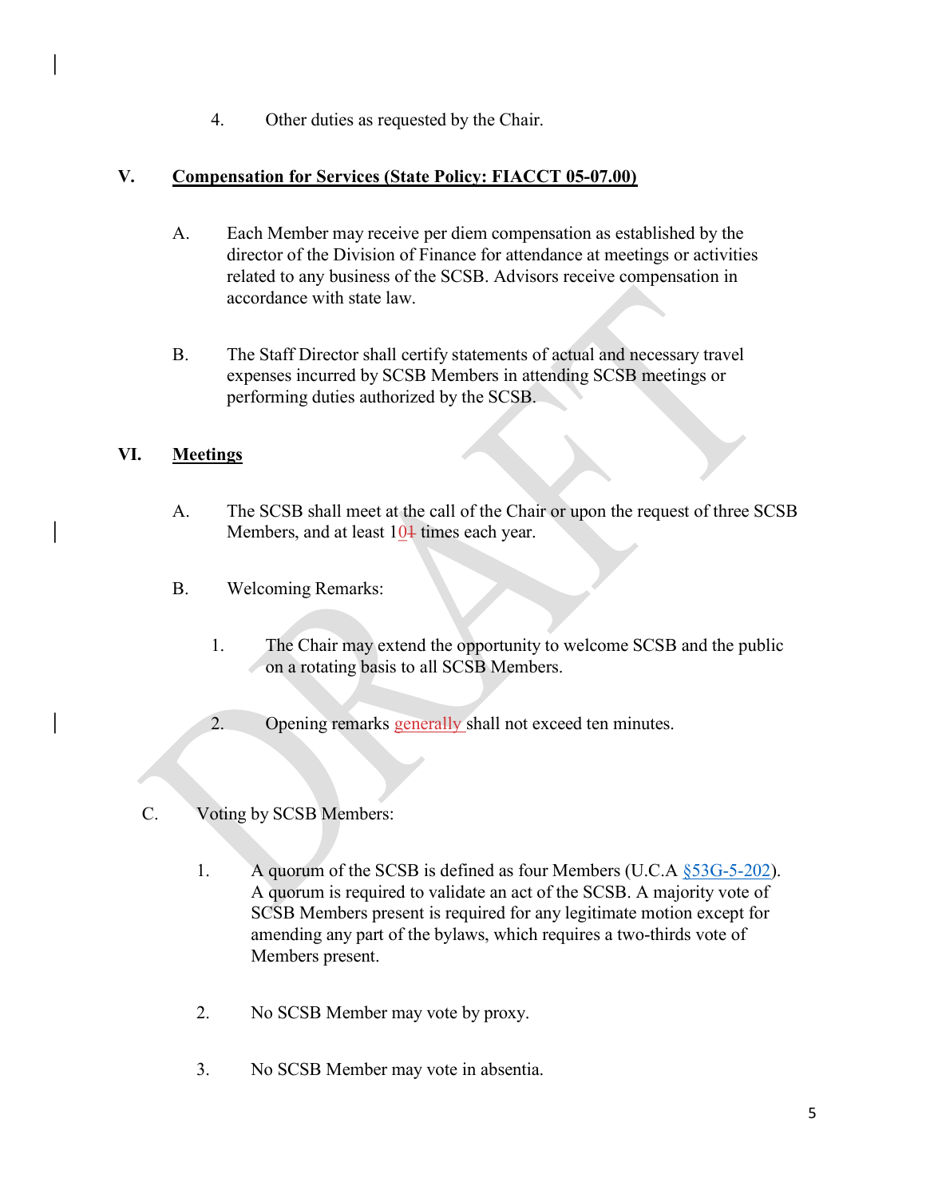4. Other duties as requested by the Chair.

## V. Compensation for Services (State Policy: FIACCT 05-07.00)

A. Each Member may receive per diem compensation as established by the director of the Division of Finance for attendance at meetings or activities related to any business of the SCSB. Advisors receive compensation in accordance with state law.

B. The Staff Director shall certify statements of actual and necessary travel expenses incurred by SCSB Members in attending SCSB meetings or performing duties authorized by the SCSB.

## VI. Meetings

A. The SCSB shall meet at the call of the Chair or upon the request of three SCSB Members, and at least 10~~1~~ times each year.

B. Welcoming Remarks:

1. The Chair may extend the opportunity to welcome SCSB and the public on a rotating basis to all SCSB Members.

2. Opening remarks generally shall not exceed ten minutes.

C. Voting by SCSB Members:

1. A quorum of the SCSB is defined as four Members (U.C.A §53G-5-202). A quorum is required to validate an act of the SCSB. A majority vote of SCSB Members present is required for any legitimate motion except for amending any part of the bylaws, which requires a two-thirds vote of Members present.

2. No SCSB Member may vote by proxy.

3. No SCSB Member may vote in absentia.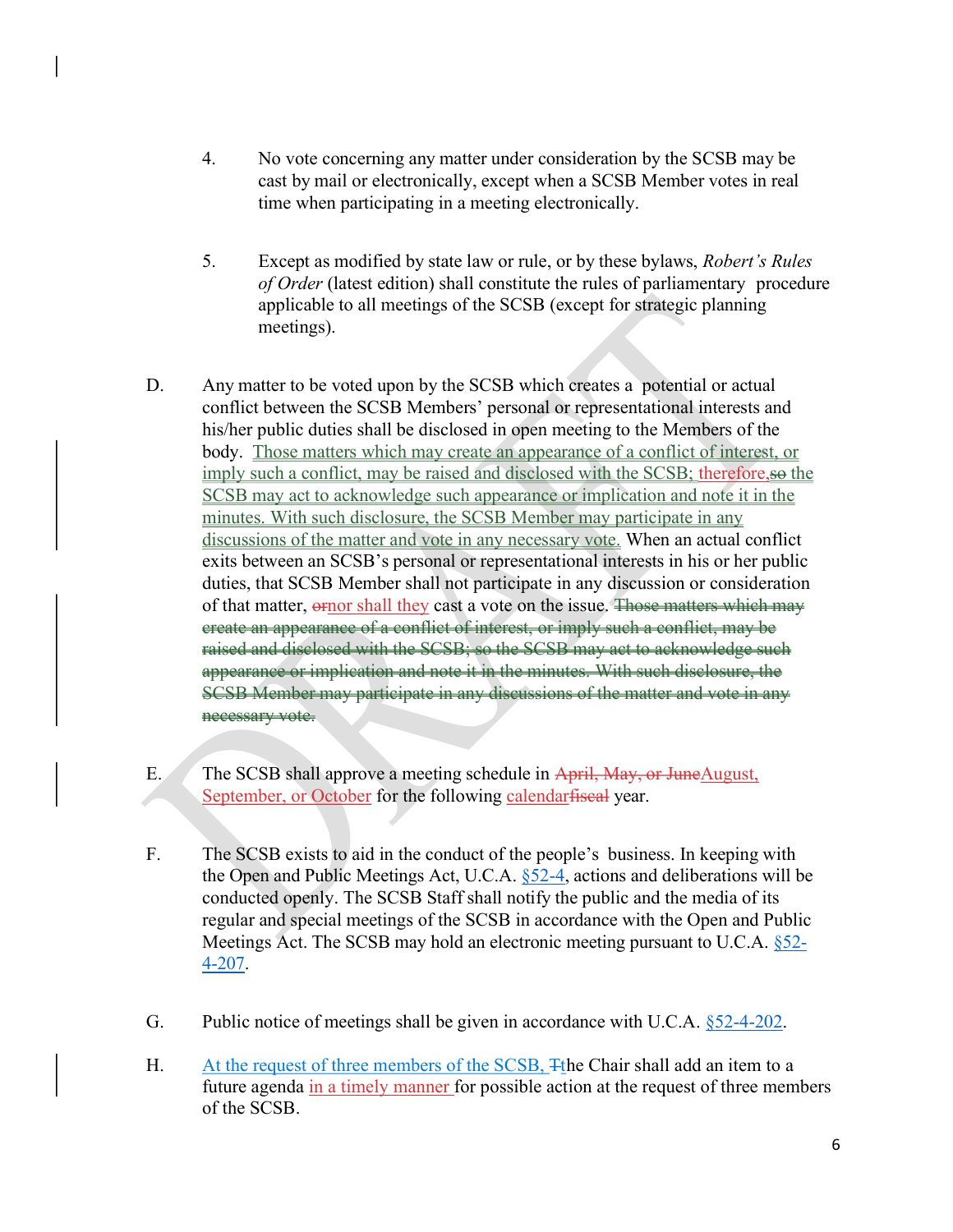4. No vote concerning any matter under consideration by the SCSB may be cast by mail or electronically, except when a SCSB Member votes in real time when participating in a meeting electronically.

5. Except as modified by state law or rule, or by these bylaws, *Robert's Rules of Order* (latest edition) shall constitute the rules of parliamentary procedure applicable to all meetings of the SCSB (except for strategic planning meetings).

D. Any matter to be voted upon by the SCSB which creates a potential or actual conflict between the SCSB Members' personal or representational interests and his/her public duties shall be disclosed in open meeting to the Members of the body. Those matters which may create an appearance of a conflict of interest, or imply such a conflict, may be raised and disclosed with the SCSB; therefore,~~so~~ the SCSB may act to acknowledge such appearance or implication and note it in the minutes. With such disclosure, the SCSB Member may participate in any discussions of the matter and vote in any necessary vote. When an actual conflict exits between an SCSB's personal or representational interests in his or her public duties, that SCSB Member shall not participate in any discussion or consideration of that matter, ~~or~~nor shall they cast a vote on the issue. ~~Those matters which may create an appearance of a conflict of interest, or imply such a conflict, may be raised and disclosed with the SCSB; so the SCSB may act to acknowledge such appearance or implication and note it in the minutes. With such disclosure, the SCSB Member may participate in any discussions of the matter and vote in any necessary vote.~~

E. The SCSB shall approve a meeting schedule in ~~April, May, or June~~August, September, or October for the following calendar~~fiscal~~ year.

F. The SCSB exists to aid in the conduct of the people's business. In keeping with the Open and Public Meetings Act, U.C.A. §52-4, actions and deliberations will be conducted openly. The SCSB Staff shall notify the public and the media of its regular and special meetings of the SCSB in accordance with the Open and Public Meetings Act. The SCSB may hold an electronic meeting pursuant to U.C.A. §52-4-207.

G. Public notice of meetings shall be given in accordance with U.C.A. §52-4-202.

H. At the request of three members of the SCSB, ~~T~~the Chair shall add an item to a future agenda in a timely manner for possible action at the request of three members of the SCSB.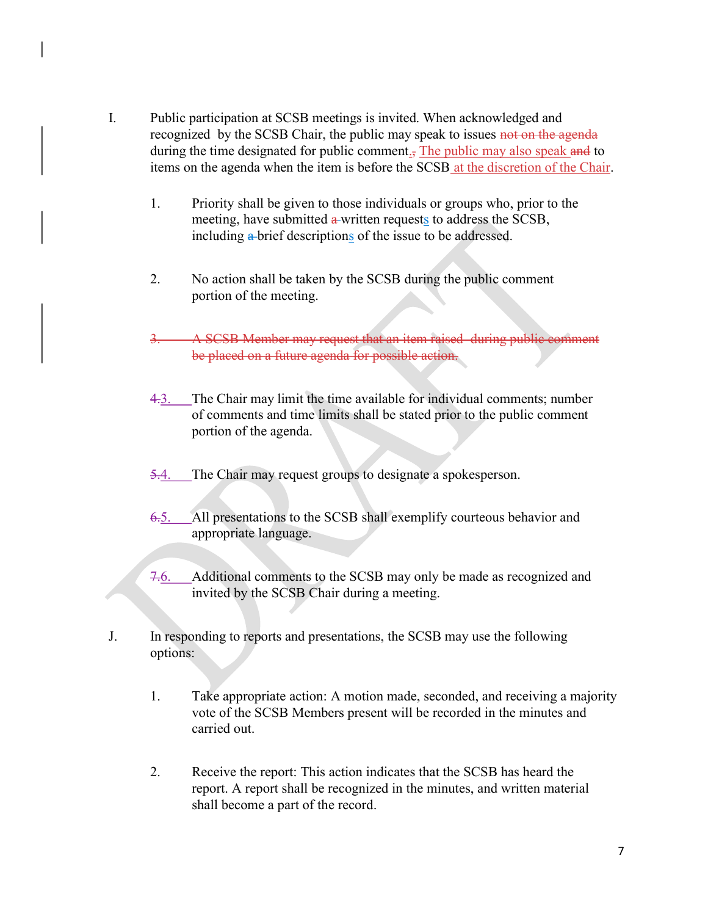I. Public participation at SCSB meetings is invited. When acknowledged and recognized by the SCSB Chair, the public may speak to issues ~~not on the agenda~~ during the time designated for public comment. ~~,~~ The public may also speak ~~and~~ to items on the agenda when the item is before the SCSB at the discretion of the Chair.

1. Priority shall be given to those individuals or groups who, prior to the meeting, have submitted ~~a~~ written requests to address the SCSB, including ~~a~~ brief descriptions of the issue to be addressed.

2. No action shall be taken by the SCSB during the public comment portion of the meeting.

~~3. A SCSB Member may request that an item raised during public comment be placed on a future agenda for possible action.~~

~~4.~~3. The Chair may limit the time available for individual comments; number of comments and time limits shall be stated prior to the public comment portion of the agenda.

~~5.~~4. The Chair may request groups to designate a spokesperson.

~~6.~~5. All presentations to the SCSB shall exemplify courteous behavior and appropriate language.

~~7.~~6. Additional comments to the SCSB may only be made as recognized and invited by the SCSB Chair during a meeting.

J. In responding to reports and presentations, the SCSB may use the following options:

1. Take appropriate action: A motion made, seconded, and receiving a majority vote of the SCSB Members present will be recorded in the minutes and carried out.

2. Receive the report: This action indicates that the SCSB has heard the report. A report shall be recognized in the minutes, and written material shall become a part of the record.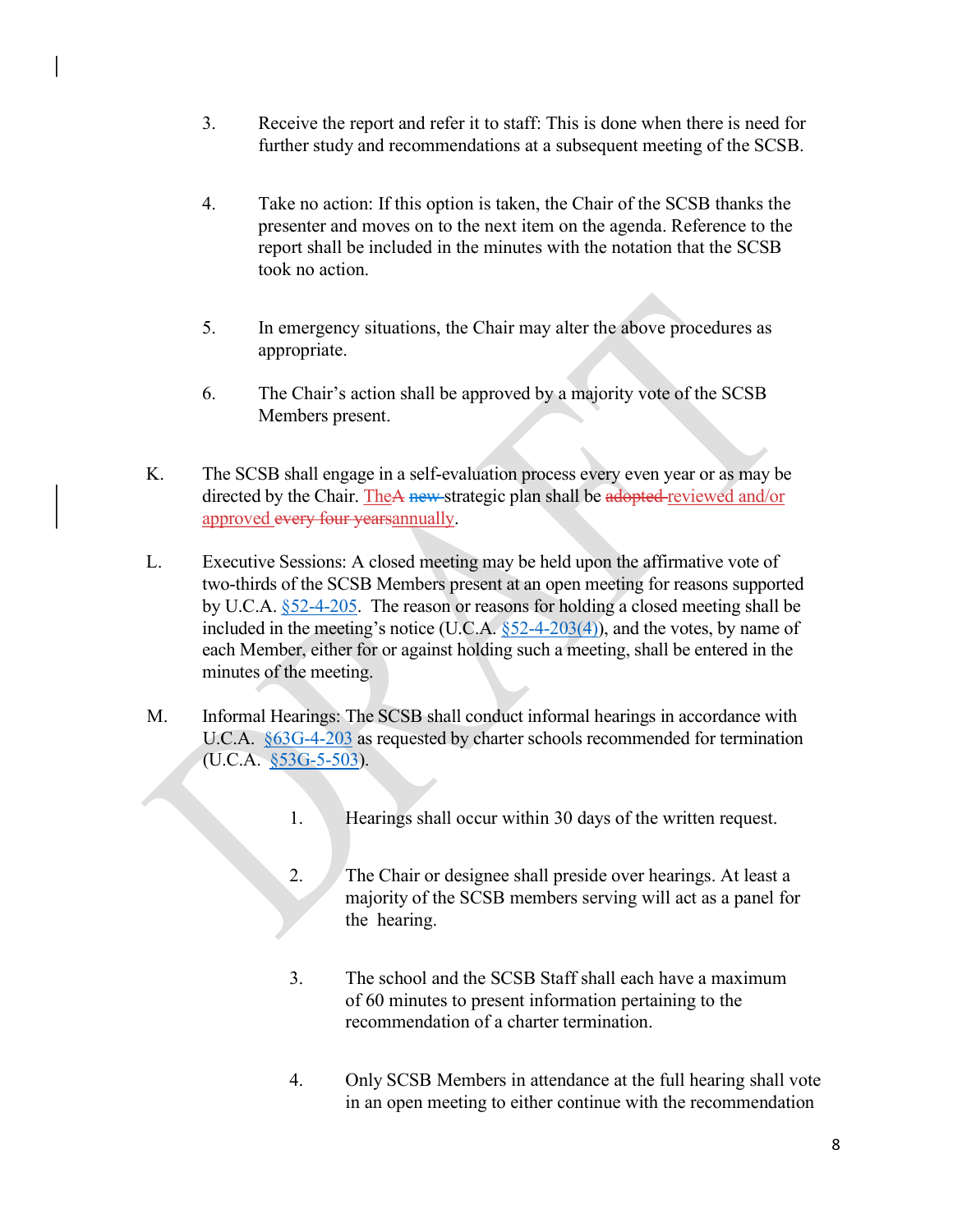3. Receive the report and refer it to staff: This is done when there is need for further study and recommendations at a subsequent meeting of the SCSB.

4. Take no action: If this option is taken, the Chair of the SCSB thanks the presenter and moves on to the next item on the agenda. Reference to the report shall be included in the minutes with the notation that the SCSB took no action.

5. In emergency situations, the Chair may alter the above procedures as appropriate.

6. The Chair's action shall be approved by a majority vote of the SCSB Members present.

K. The SCSB shall engage in a self-evaluation process every even year or as may be directed by the Chair. TheA ~~new~~ strategic plan shall be ~~adopted~~ reviewed and/or approved ~~every four years~~annually.

L. Executive Sessions: A closed meeting may be held upon the affirmative vote of two-thirds of the SCSB Members present at an open meeting for reasons supported by U.C.A. §52-4-205. The reason or reasons for holding a closed meeting shall be included in the meeting's notice (U.C.A. §52-4-203(4)), and the votes, by name of each Member, either for or against holding such a meeting, shall be entered in the minutes of the meeting.

M. Informal Hearings: The SCSB shall conduct informal hearings in accordance with U.C.A. §63G-4-203 as requested by charter schools recommended for termination (U.C.A. §53G-5-503).

   1. Hearings shall occur within 30 days of the written request.

   2. The Chair or designee shall preside over hearings. At least a majority of the SCSB members serving will act as a panel for the hearing.

   3. The school and the SCSB Staff shall each have a maximum of 60 minutes to present information pertaining to the recommendation of a charter termination.

   4. Only SCSB Members in attendance at the full hearing shall vote in an open meeting to either continue with the recommendation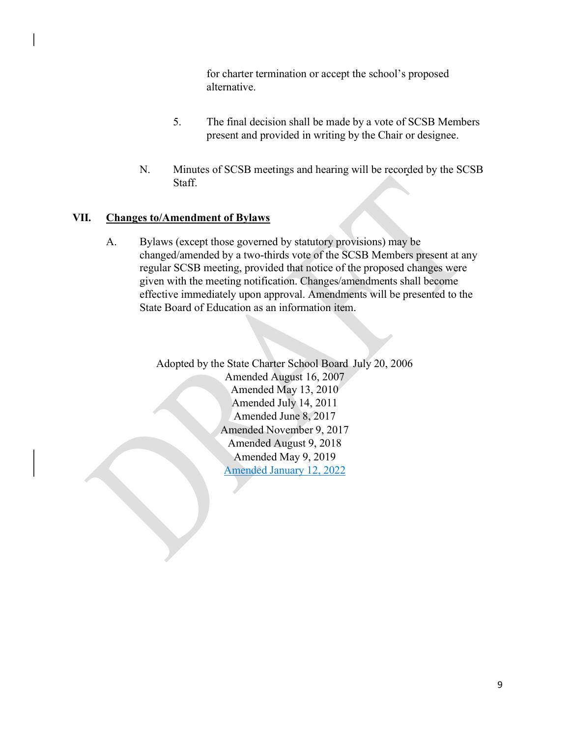for charter termination or accept the school's proposed alternative.

5. The final decision shall be made by a vote of SCSB Members present and provided in writing by the Chair or designee.

N. Minutes of SCSB meetings and hearing will be recorded by the SCSB Staff.

## VII. <u>Changes to/Amendment of Bylaws</u>

A. Bylaws (except those governed by statutory provisions) may be changed/amended by a two-thirds vote of the SCSB Members present at any regular SCSB meeting, provided that notice of the proposed changes were given with the meeting notification. Changes/amendments shall become effective immediately upon approval. Amendments will be presented to the State Board of Education as an information item.

Adopted by the State Charter School Board July 20, 2006
Amended August 16, 2007
Amended May 13, 2010
Amended July 14, 2011
Amended June 8, 2017
Amended November 9, 2017
Amended August 9, 2018
Amended May 9, 2019
Amended January 12, 2022